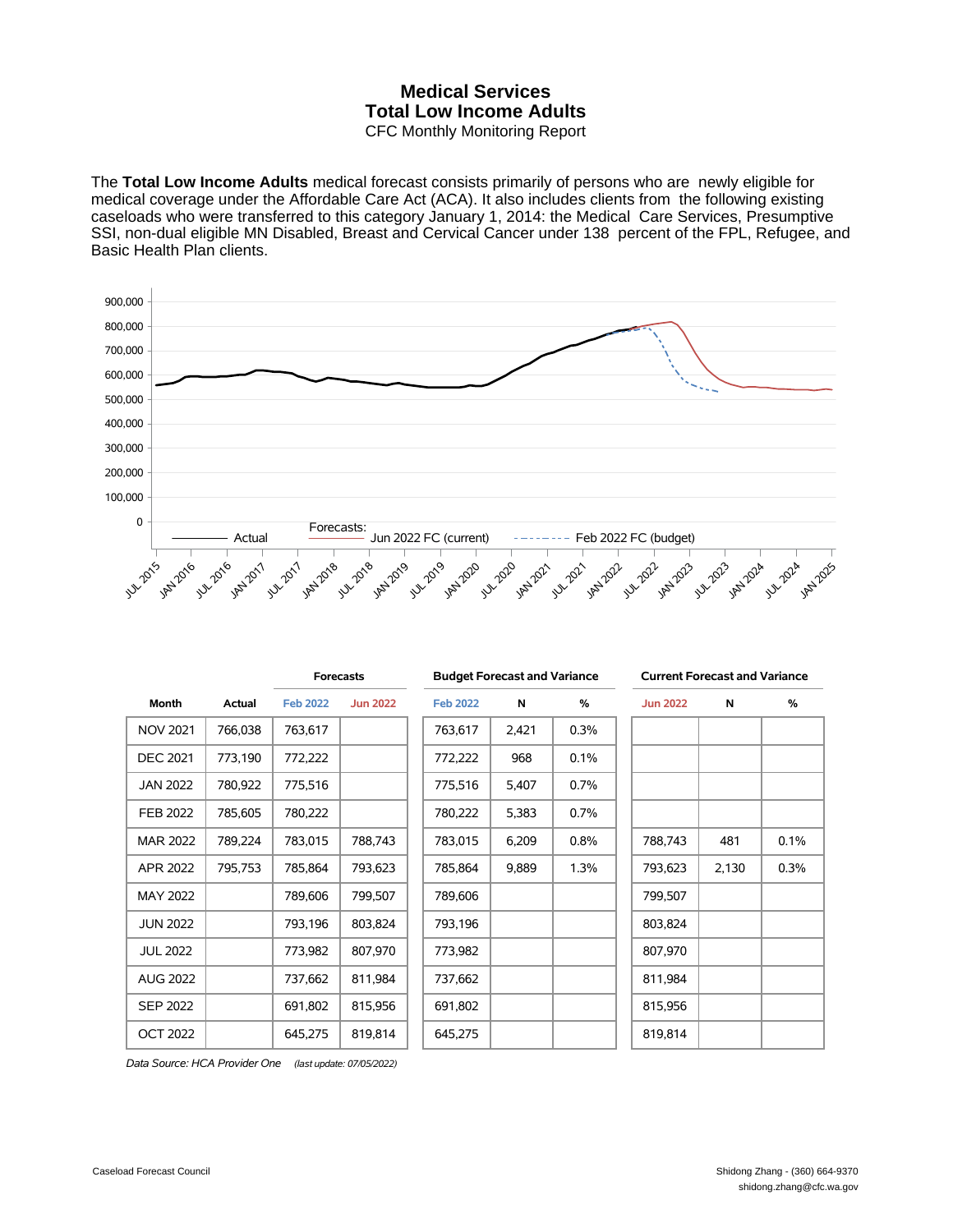# Medical Services
## Total Low Income Adults
CFC Monthly Monitoring Report

The **Total Low Income Adults** medical forecast consists primarily of persons who are newly eligible for medical coverage under the Affordable Care Act (ACA). It also includes clients from the following existing caseloads who were transferred to this category January 1, 2014: the Medical Care Services, Presumptive SSI, non-dual eligible MN Disabled, Breast and Cervical Cancer under 138 percent of the FPL, Refugee, and Basic Health Plan clients.

| Month | Actual | Forecasts | | Budget Forecast and Variance | | | Current Forecast and Variance | | |
|---|---|---|---|---|---|---|---|---|---|
| | | Feb 2022 | Jun 2022 | Feb 2022 | N | % | Jun 2022 | N | % |
| NOV 2021 | 766,038 | 763,617 | | 763,617 | 2,421 | 0.3% | | | |
| DEC 2021 | 773,190 | 772,222 | | 772,222 | 968 | 0.1% | | | |
| JAN 2022 | 780,922 | 775,516 | | 775,516 | 5,407 | 0.7% | | | |
| FEB 2022 | 785,605 | 780,222 | | 780,222 | 5,383 | 0.7% | | | |
| MAR 2022 | 789,224 | 783,015 | 788,743 | 783,015 | 6,209 | 0.8% | 788,743 | 481 | 0.1% |
| APR 2022 | 795,753 | 785,864 | 793,623 | 785,864 | 9,889 | 1.3% | 793,623 | 2,130 | 0.3% |
| MAY 2022 | | 789,606 | 799,507 | 789,606 | | | 799,507 | | |
| JUN 2022 | | 793,196 | 803,824 | 793,196 | | | 803,824 | | |
| JUL 2022 | | 773,982 | 807,970 | 773,982 | | | 807,970 | | |
| AUG 2022 | | 737,662 | 811,984 | 737,662 | | | 811,984 | | |
| SEP 2022 | | 691,802 | 815,956 | 691,802 | | | 815,956 | | |
| OCT 2022 | | 645,275 | 819,814 | 645,275 | | | 819,814 | | |

*Data Source: HCA Provider One* *(last update: 07/05/2022)*

Caseload Forecast Council

Shidong Zhang - (360) 664-9370
shidong.zhang@cfc.wa.gov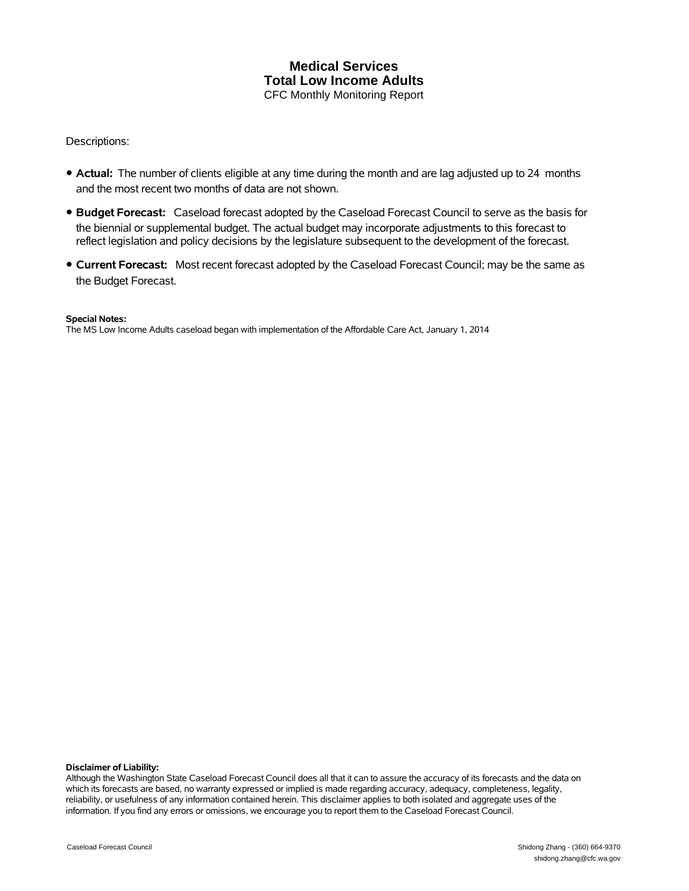# Medical Services
## Total Low Income Adults
CFC Monthly Monitoring Report

Descriptions:

- **Actual:** The number of clients eligible at any time during the month and are lag adjusted up to 24 months and the most recent two months of data are not shown.
- **Budget Forecast:** Caseload forecast adopted by the Caseload Forecast Council to serve as the basis for the biennial or supplemental budget. The actual budget may incorporate adjustments to this forecast to reflect legislation and policy decisions by the legislature subsequent to the development of the forecast.
- **Current Forecast:** Most recent forecast adopted by the Caseload Forecast Council; may be the same as the Budget Forecast.

**Special Notes:**
The MS Low Income Adults caseload began with implementation of the Affordable Care Act, January 1, 2014

**Disclaimer of Liability:**
Although the Washington State Caseload Forecast Council does all that it can to assure the accuracy of its forecasts and the data on which its forecasts are based, no warranty expressed or implied is made regarding accuracy, adequacy, completeness, legality, reliability, or usefulness of any information contained herein. This disclaimer applies to both isolated and aggregate uses of the information. If you find any errors or omissions, we encourage you to report them to the Caseload Forecast Council.

Caseload Forecast Council

Shidong Zhang - (360) 664-9370
shidong.zhang@cfc.wa.gov